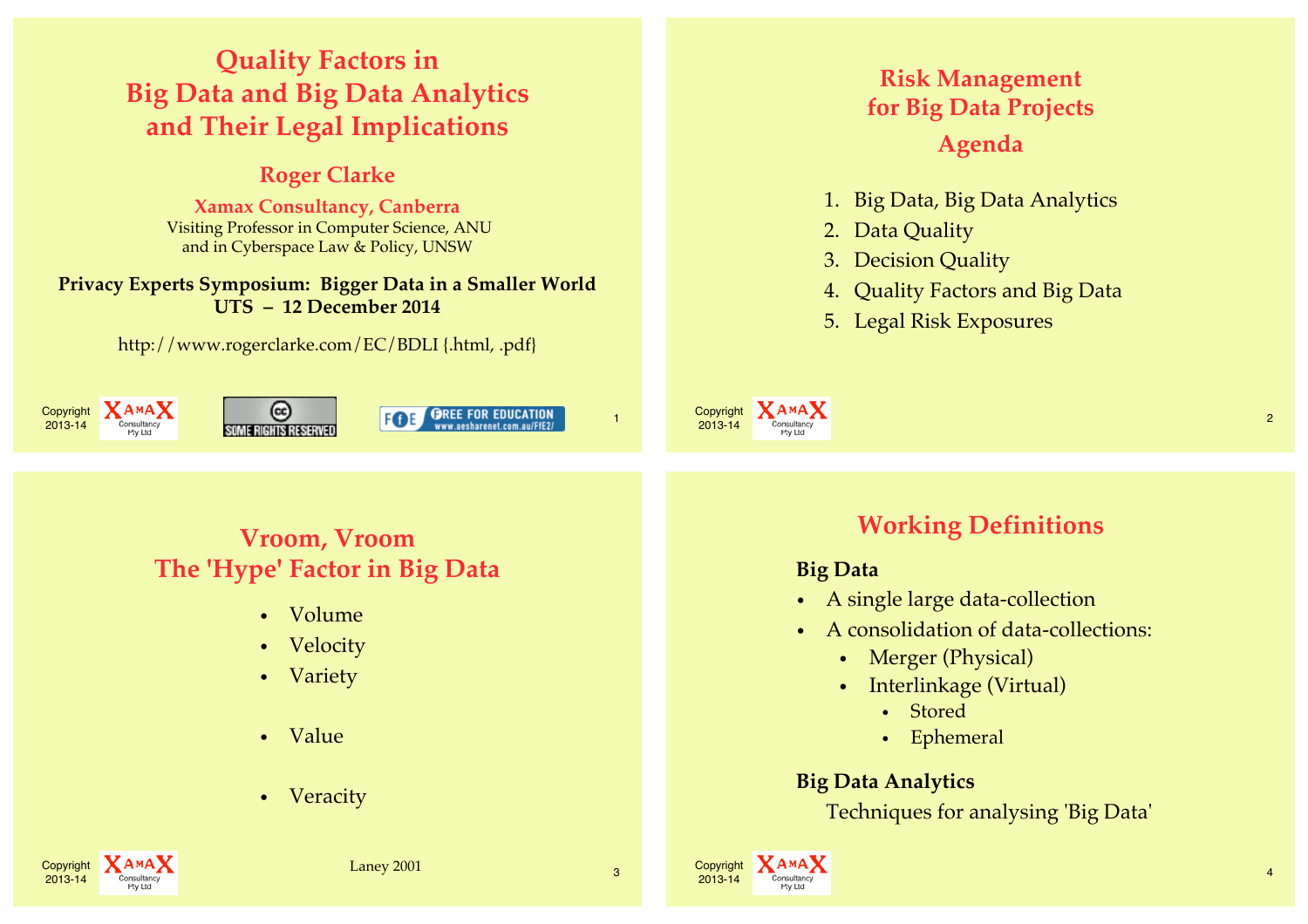# Quality Factors in Big Data and Big Data Analytics and Their Legal Implications

**Roger Clarke**

**Xamax Consultancy, Canberra**

Visiting Professor in Computer Science, ANU
and in Cyberspace Law & Policy, UNSW

**Privacy Experts Symposium: Bigger Data in a Smaller World**
**UTS – 12 December 2014**

http://www.rogerclarke.com/EC/BDLI {.html, .pdf}

Copyright 2013-14

---

# Risk Management for Big Data Projects
## Agenda

1. Big Data, Big Data Analytics
2. Data Quality
3. Decision Quality
4. Quality Factors and Big Data
5. Legal Risk Exposures

---

# Vroom, Vroom
# The 'Hype' Factor in Big Data

- Volume
- Velocity
- Variety
- Value
- Veracity

Laney 2001

---

# Working Definitions

**Big Data**

- A single large data-collection
- A consolidation of data-collections:
  - Merger (Physical)
  - Interlinkage (Virtual)
    - Stored
    - Ephemeral

**Big Data Analytics**

Techniques for analysing 'Big Data'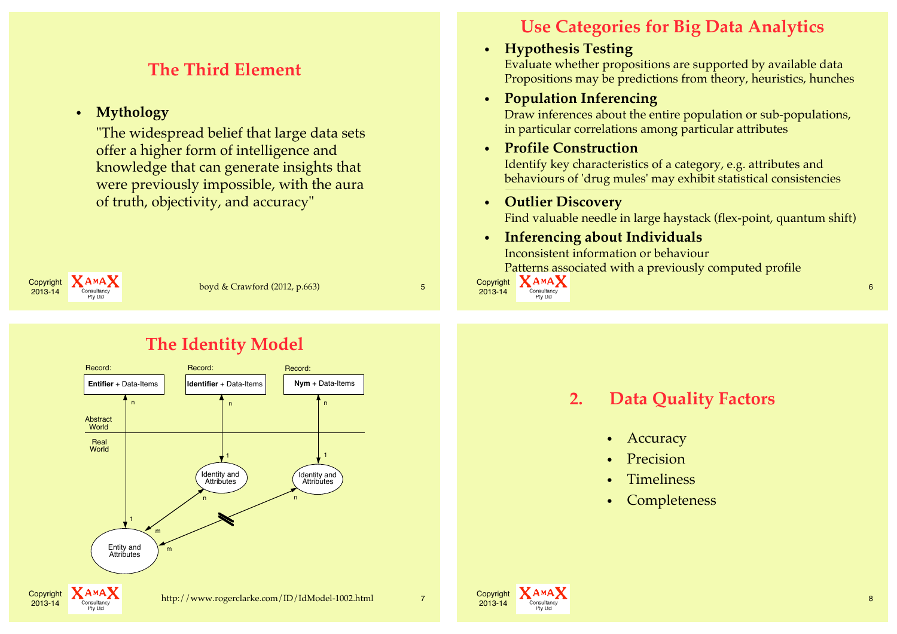## The Third Element

- **Mythology**

  "The widespread belief that large data sets offer a higher form of intelligence and knowledge that can generate insights that were previously impossible, with the aura of truth, objectivity, and accuracy"

boyd & Crawford (2012, p.663)

## Use Categories for Big Data Analytics

- **Hypothesis Testing**
  Evaluate whether propositions are supported by available data
  Propositions may be predictions from theory, heuristics, hunches
- **Population Inferencing**
  Draw inferences about the entire population or sub-populations, in particular correlations among particular attributes
- **Profile Construction**
  Identify key characteristics of a category, e.g. attributes and behaviours of 'drug mules' may exhibit statistical consistencies
- **Outlier Discovery**
  Find valuable needle in large haystack (flex-point, quantum shift)
- **Inferencing about Individuals**
  Inconsistent information or behaviour
  Patterns associated with a previously computed profile

## The Identity Model

Record: **Entifier** + Data-Items

Record: **Identifier** + Data-Items

Record: **Nym** + Data-Items

Abstract World

Real World

Identity and Attributes

Identity and Attributes

Entity and Attributes

http://www.rogerclarke.com/ID/IdModel-1002.html

## 2. Data Quality Factors

- Accuracy
- Precision
- Timeliness
- Completeness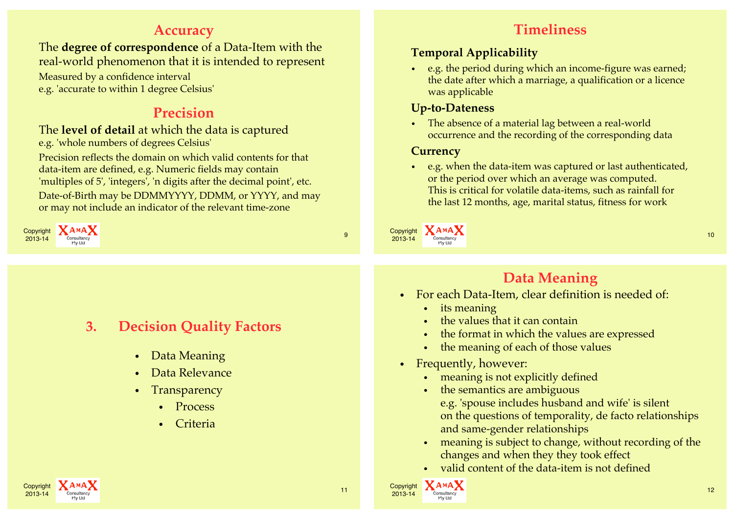## Accuracy

The **degree of correspondence** of a Data-Item with the real-world phenomenon that it is intended to represent

Measured by a confidence interval
e.g. 'accurate to within 1 degree Celsius'

## Precision

The **level of detail** at which the data is captured
e.g. 'whole numbers of degrees Celsius'

Precision reflects the domain on which valid contents for that data-item are defined, e.g. Numeric fields may contain 'multiples of 5', 'integers', 'n digits after the decimal point', etc.

Date-of-Birth may be DDMMYYYY, DDMM, or YYYY, and may or may not include an indicator of the relevant time-zone

## Timeliness

### Temporal Applicability

- e.g. the period during which an income-figure was earned; the date after which a marriage, a qualification or a licence was applicable

### Up-to-Dateness

- The absence of a material lag between a real-world occurrence and the recording of the corresponding data

### Currency

- e.g. when the data-item was captured or last authenticated, or the period over which an average was computed. This is critical for volatile data-items, such as rainfall for the last 12 months, age, marital status, fitness for work

## 3. Decision Quality Factors

- Data Meaning
- Data Relevance
- Transparency
  - Process
  - Criteria

## Data Meaning

- For each Data-Item, clear definition is needed of:
  - its meaning
  - the values that it can contain
  - the format in which the values are expressed
  - the meaning of each of those values
- Frequently, however:
  - meaning is not explicitly defined
  - the semantics are ambiguous
    e.g. 'spouse includes husband and wife' is silent on the questions of temporality, de facto relationships and same-gender relationships
  - meaning is subject to change, without recording of the changes and when they they took effect
  - valid content of the data-item is not defined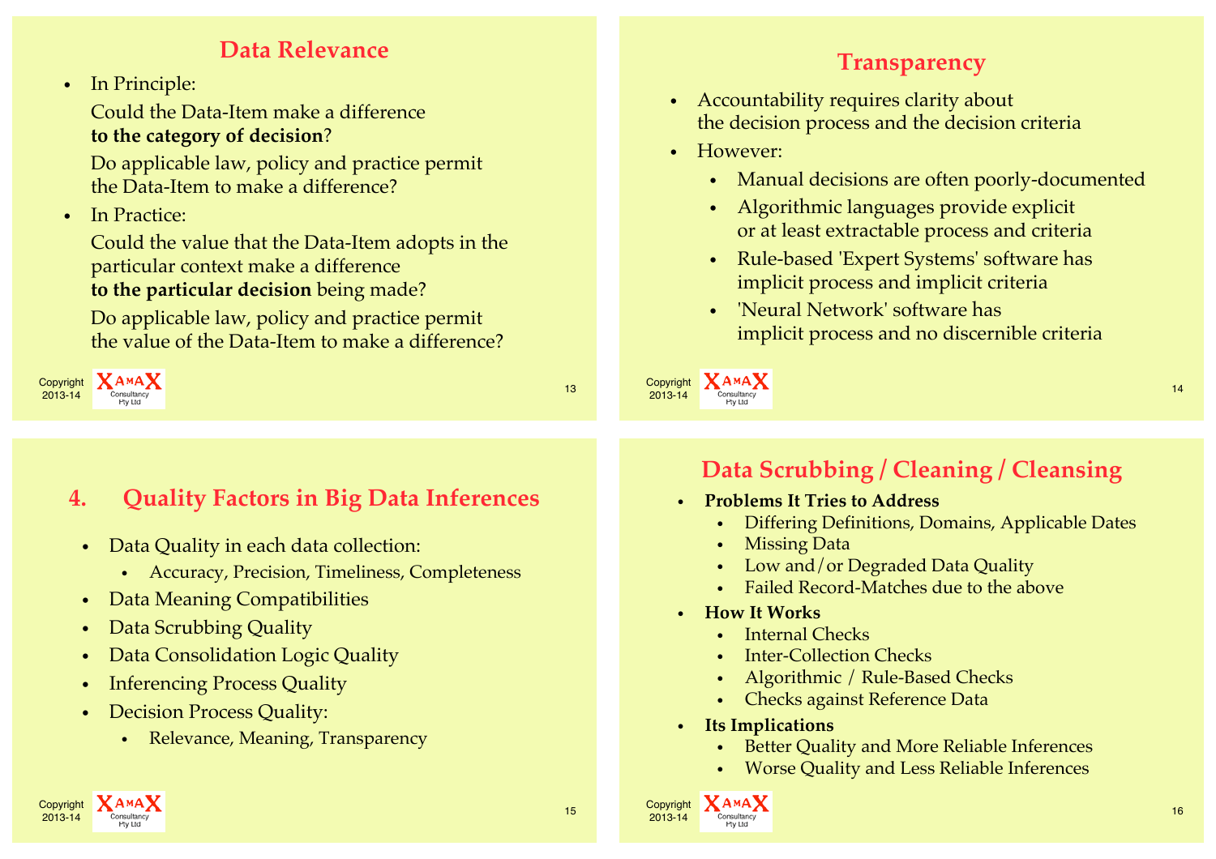## Data Relevance

- In Principle:

  Could the Data-Item make a difference **to the category of decision**?

  Do applicable law, policy and practice permit the Data-Item to make a difference?

- In Practice:

  Could the value that the Data-Item adopts in the particular context make a difference **to the particular decision** being made?

  Do applicable law, policy and practice permit the value of the Data-Item to make a difference?

## Transparency

- Accountability requires clarity about the decision process and the decision criteria
- However:
  - Manual decisions are often poorly-documented
  - Algorithmic languages provide explicit or at least extractable process and criteria
  - Rule-based 'Expert Systems' software has implicit process and implicit criteria
  - 'Neural Network' software has implicit process and no discernible criteria

## 4. Quality Factors in Big Data Inferences

- Data Quality in each data collection:
  - Accuracy, Precision, Timeliness, Completeness
- Data Meaning Compatibilities
- Data Scrubbing Quality
- Data Consolidation Logic Quality
- Inferencing Process Quality
- Decision Process Quality:
  - Relevance, Meaning, Transparency

## Data Scrubbing / Cleaning / Cleansing

- **Problems It Tries to Address**
  - Differing Definitions, Domains, Applicable Dates
  - Missing Data
  - Low and/or Degraded Data Quality
  - Failed Record-Matches due to the above
- **How It Works**
  - Internal Checks
  - Inter-Collection Checks
  - Algorithmic / Rule-Based Checks
  - Checks against Reference Data
- **Its Implications**
  - Better Quality and More Reliable Inferences
  - Worse Quality and Less Reliable Inferences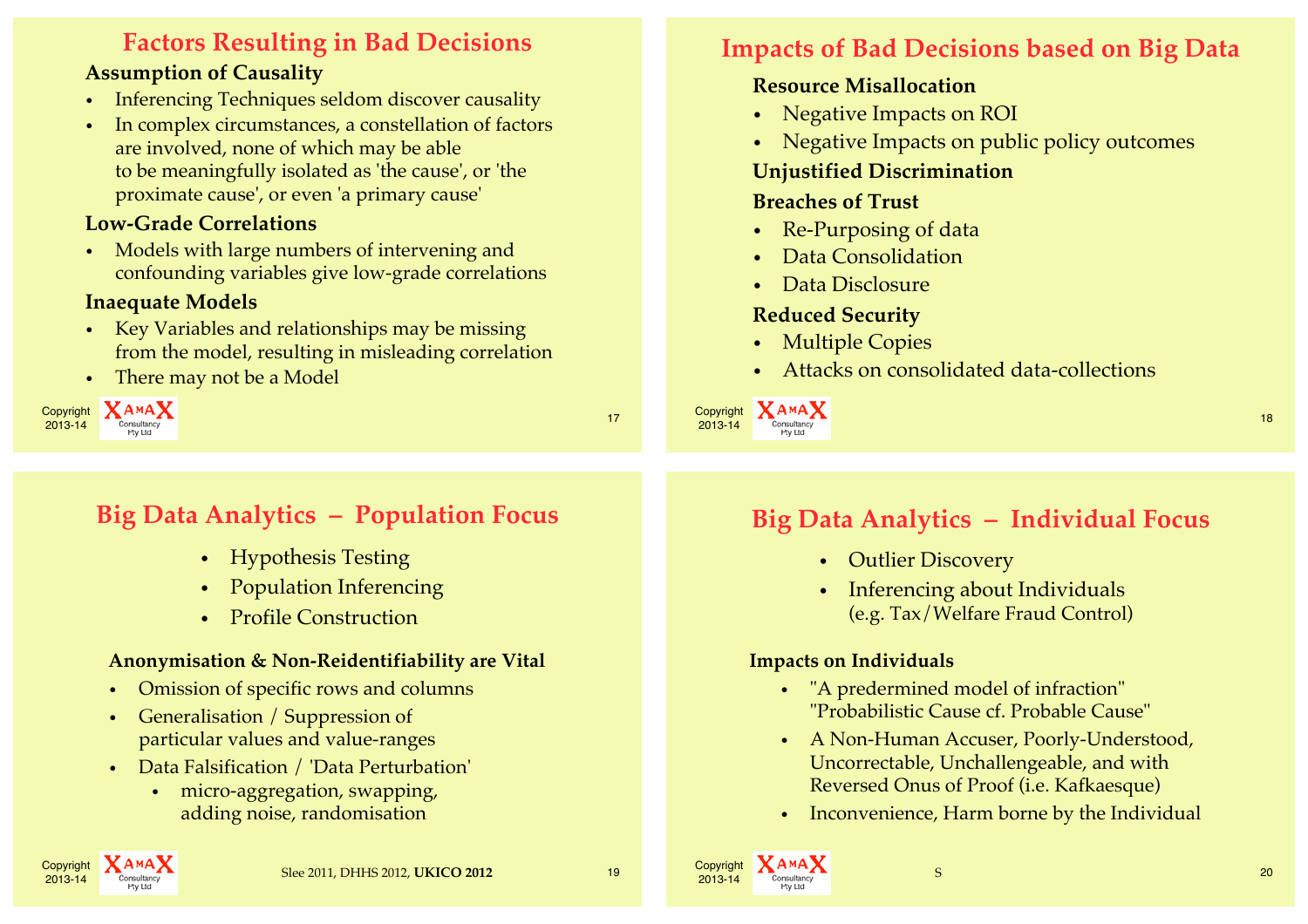## Factors Resulting in Bad Decisions

**Assumption of Causality**

- Inferencing Techniques seldom discover causality
- In complex circumstances, a constellation of factors are involved, none of which may be able to be meaningfully isolated as 'the cause', or 'the proximate cause', or even 'a primary cause'

**Low-Grade Correlations**

- Models with large numbers of intervening and confounding variables give low-grade correlations

**Inaequate Models**

- Key Variables and relationships may be missing from the model, resulting in misleading correlation
- There may not be a Model

## Impacts of Bad Decisions based on Big Data

**Resource Misallocation**

- Negative Impacts on ROI
- Negative Impacts on public policy outcomes

**Unjustified Discrimination**

**Breaches of Trust**

- Re-Purposing of data
- Data Consolidation
- Data Disclosure

**Reduced Security**

- Multiple Copies
- Attacks on consolidated data-collections

## Big Data Analytics – Population Focus

- Hypothesis Testing
- Population Inferencing
- Profile Construction

**Anonymisation & Non-Reidentifiability are Vital**

- Omission of specific rows and columns
- Generalisation / Suppression of particular values and value-ranges
- Data Falsification / 'Data Perturbation'
  - micro-aggregation, swapping, adding noise, randomisation

Slee 2011, DHHS 2012, **UKICO 2012**

## Big Data Analytics – Individual Focus

- Outlier Discovery
- Inferencing about Individuals (e.g. Tax/Welfare Fraud Control)

**Impacts on Individuals**

- "A predermined model of infraction" "Probabilistic Cause cf. Probable Cause"
- A Non-Human Accuser, Poorly-Understood, Uncorrectable, Unchallengeable, and with Reversed Onus of Proof (i.e. Kafkaesque)
- Inconvenience, Harm borne by the Individual

S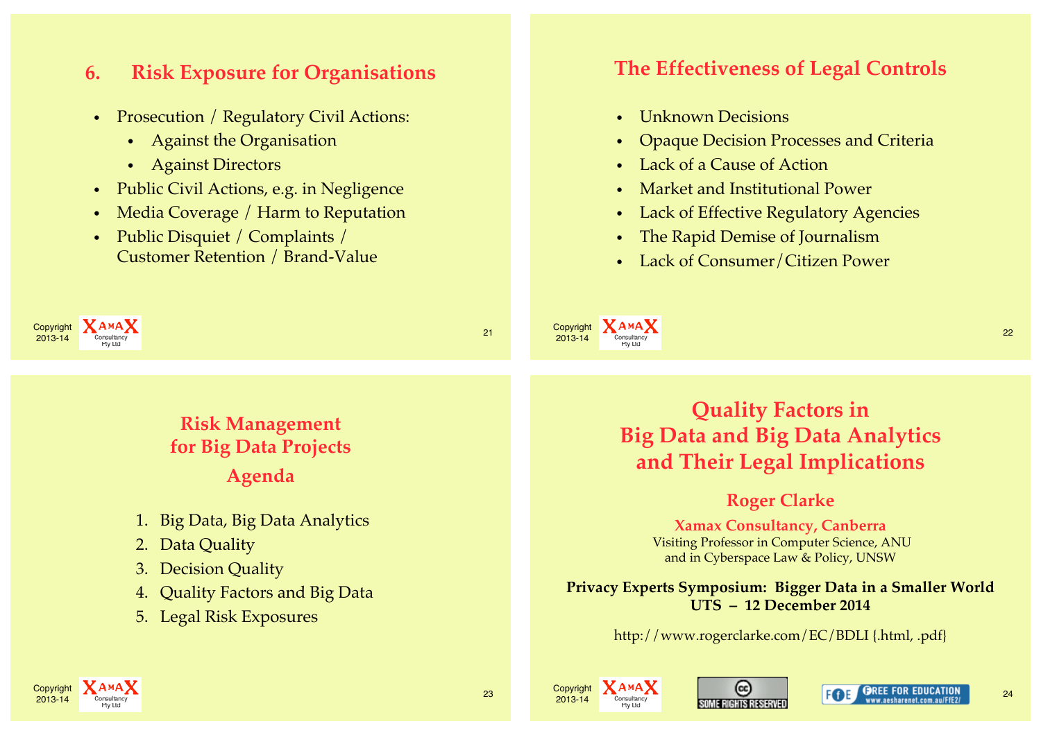## 6. Risk Exposure for Organisations

- Prosecution / Regulatory Civil Actions:
  - Against the Organisation
  - Against Directors
- Public Civil Actions, e.g. in Negligence
- Media Coverage / Harm to Reputation
- Public Disquiet / Complaints / Customer Retention / Brand-Value

Copyright 2013-14 Xamax Consultancy Pty Ltd

## The Effectiveness of Legal Controls

- Unknown Decisions
- Opaque Decision Processes and Criteria
- Lack of a Cause of Action
- Market and Institutional Power
- Lack of Effective Regulatory Agencies
- The Rapid Demise of Journalism
- Lack of Consumer/Citizen Power

Copyright 2013-14 Xamax Consultancy Pty Ltd

## Risk Management for Big Data Projects

## Agenda

1. Big Data, Big Data Analytics
2. Data Quality
3. Decision Quality
4. Quality Factors and Big Data
5. Legal Risk Exposures

Copyright 2013-14 Xamax Consultancy Pty Ltd

# Quality Factors in Big Data and Big Data Analytics and Their Legal Implications

## Roger Clarke

**Xamax Consultancy, Canberra**

Visiting Professor in Computer Science, ANU
and in Cyberspace Law & Policy, UNSW

**Privacy Experts Symposium: Bigger Data in a Smaller World**
**UTS – 12 December 2014**

http://www.rogerclarke.com/EC/BDLI {.html, .pdf}

Copyright 2013-14 Xamax Consultancy Pty Ltd

SOME RIGHTS RESERVED

FREE FOR EDUCATION www.aesharenet.com.au/FfE2/